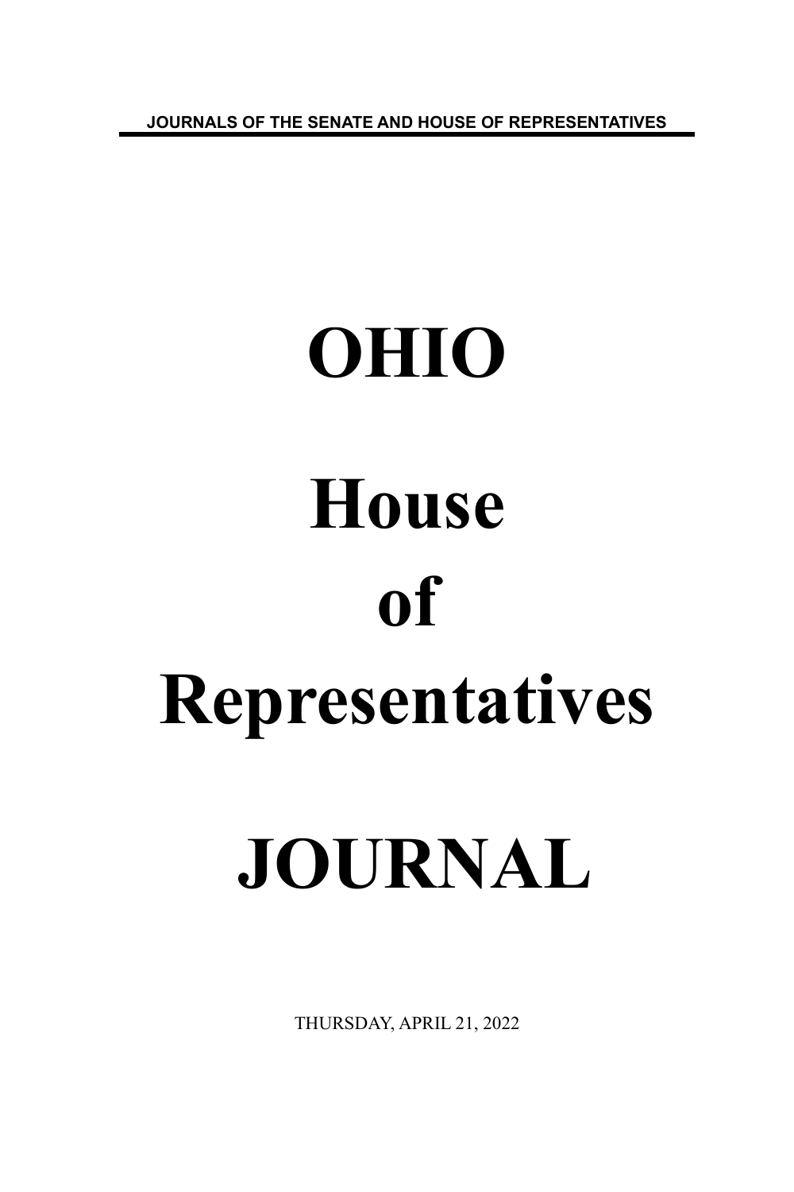JOURNALS OF THE SENATE AND HOUSE OF REPRESENTATIVES

# OHIO

# House

# of

# Representatives

# JOURNAL

THURSDAY, APRIL 21, 2022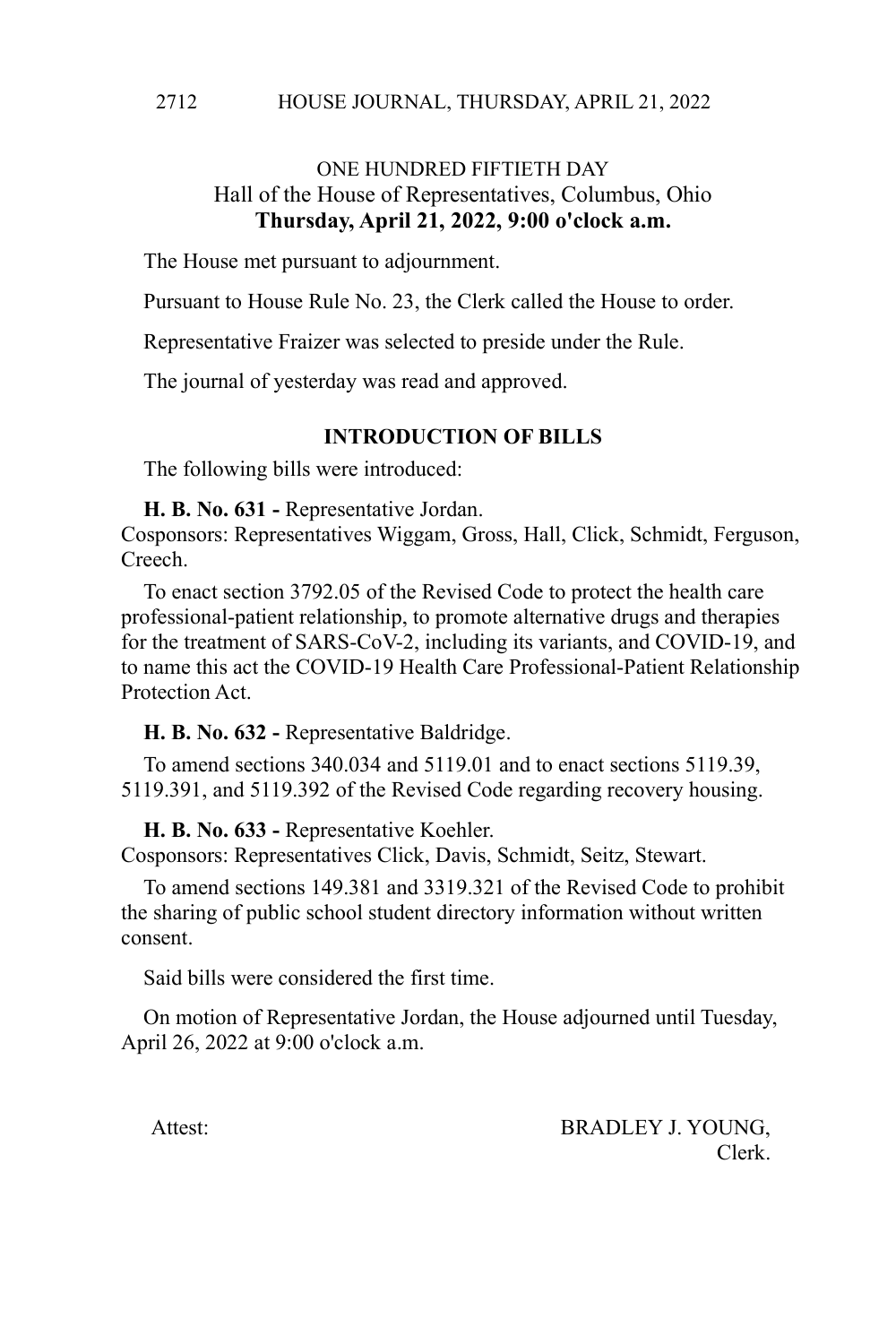ONE HUNDRED FIFTIETH DAY
Hall of the House of Representatives, Columbus, Ohio
**Thursday, April 21, 2022, 9:00 o'clock a.m.**

The House met pursuant to adjournment.

Pursuant to House Rule No. 23, the Clerk called the House to order.

Representative Fraizer was selected to preside under the Rule.

The journal of yesterday was read and approved.

## INTRODUCTION OF BILLS

The following bills were introduced:

**H. B. No. 631 -** Representative Jordan.
Cosponsors: Representatives Wiggam, Gross, Hall, Click, Schmidt, Ferguson, Creech.

To enact section 3792.05 of the Revised Code to protect the health care professional-patient relationship, to promote alternative drugs and therapies for the treatment of SARS-CoV-2, including its variants, and COVID-19, and to name this act the COVID-19 Health Care Professional-Patient Relationship Protection Act.

**H. B. No. 632 -** Representative Baldridge.

To amend sections 340.034 and 5119.01 and to enact sections 5119.39, 5119.391, and 5119.392 of the Revised Code regarding recovery housing.

**H. B. No. 633 -** Representative Koehler.
Cosponsors: Representatives Click, Davis, Schmidt, Seitz, Stewart.

To amend sections 149.381 and 3319.321 of the Revised Code to prohibit the sharing of public school student directory information without written consent.

Said bills were considered the first time.

On motion of Representative Jordan, the House adjourned until Tuesday, April 26, 2022 at 9:00 o'clock a.m.

Attest: BRADLEY J. YOUNG,
Clerk.